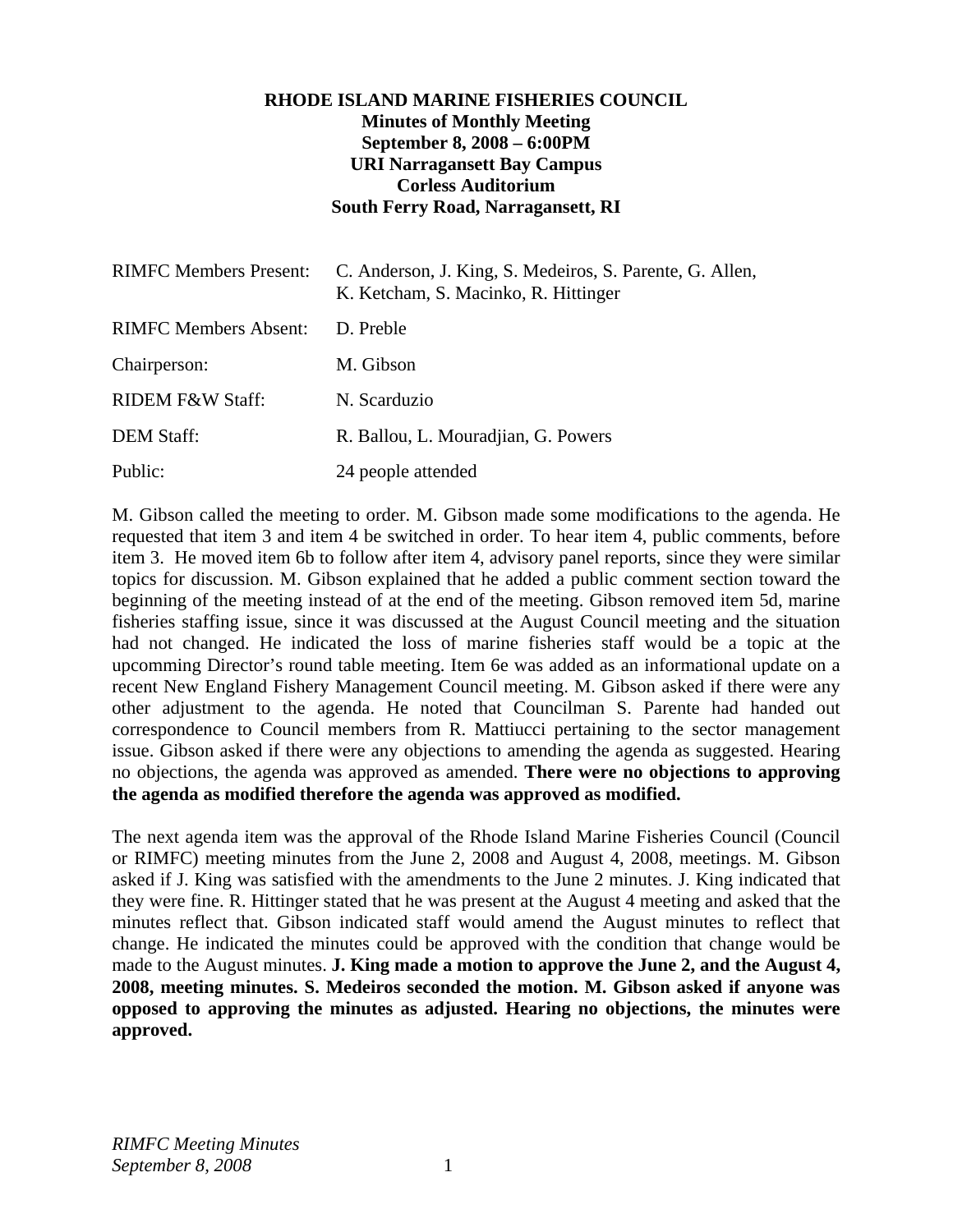**RHODE ISLAND MARINE FISHERIES COUNCIL**
**Minutes of Monthly Meeting**
**September 8, 2008 – 6:00PM**
**URI Narragansett Bay Campus**
**Corless Auditorium**
**South Ferry Road, Narragansett, RI**

| | |
|---|---|
| RIMFC Members Present: | C. Anderson, J. King, S. Medeiros, S. Parente, G. Allen, K. Ketcham, S. Macinko, R. Hittinger |
| RIMFC Members Absent: | D. Preble |
| Chairperson: | M. Gibson |
| RIDEM F&W Staff: | N. Scarduzio |
| DEM Staff: | R. Ballou, L. Mouradjian, G. Powers |
| Public: | 24 people attended |

M. Gibson called the meeting to order. M. Gibson made some modifications to the agenda. He requested that item 3 and item 4 be switched in order. To hear item 4, public comments, before item 3. He moved item 6b to follow after item 4, advisory panel reports, since they were similar topics for discussion. M. Gibson explained that he added a public comment section toward the beginning of the meeting instead of at the end of the meeting. Gibson removed item 5d, marine fisheries staffing issue, since it was discussed at the August Council meeting and the situation had not changed. He indicated the loss of marine fisheries staff would be a topic at the upcomming Director's round table meeting. Item 6e was added as an informational update on a recent New England Fishery Management Council meeting. M. Gibson asked if there were any other adjustment to the agenda. He noted that Councilman S. Parente had handed out correspondence to Council members from R. Mattiucci pertaining to the sector management issue. Gibson asked if there were any objections to amending the agenda as suggested. Hearing no objections, the agenda was approved as amended. **There were no objections to approving the agenda as modified therefore the agenda was approved as modified.**

The next agenda item was the approval of the Rhode Island Marine Fisheries Council (Council or RIMFC) meeting minutes from the June 2, 2008 and August 4, 2008, meetings. M. Gibson asked if J. King was satisfied with the amendments to the June 2 minutes. J. King indicated that they were fine. R. Hittinger stated that he was present at the August 4 meeting and asked that the minutes reflect that. Gibson indicated staff would amend the August minutes to reflect that change. He indicated the minutes could be approved with the condition that change would be made to the August minutes. **J. King made a motion to approve the June 2, and the August 4, 2008, meeting minutes. S. Medeiros seconded the motion. M. Gibson asked if anyone was opposed to approving the minutes as adjusted. Hearing no objections, the minutes were approved.**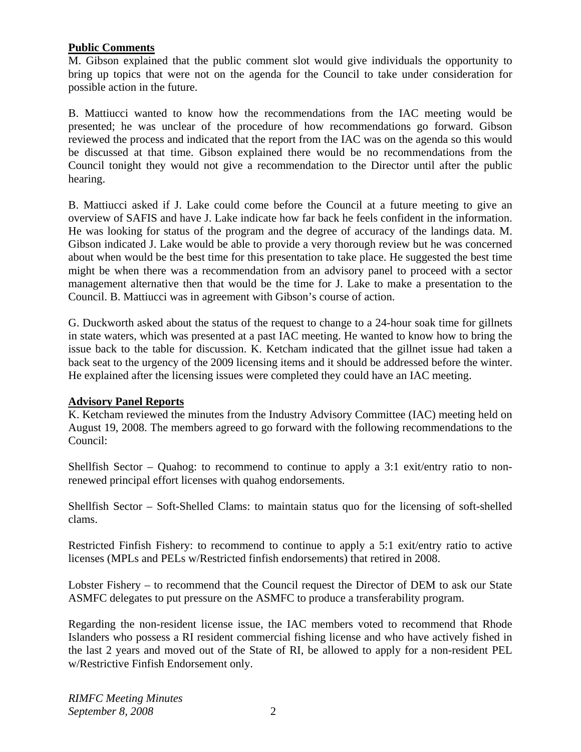**Public Comments**

M. Gibson explained that the public comment slot would give individuals the opportunity to bring up topics that were not on the agenda for the Council to take under consideration for possible action in the future.

B. Mattiucci wanted to know how the recommendations from the IAC meeting would be presented; he was unclear of the procedure of how recommendations go forward. Gibson reviewed the process and indicated that the report from the IAC was on the agenda so this would be discussed at that time. Gibson explained there would be no recommendations from the Council tonight they would not give a recommendation to the Director until after the public hearing.

B. Mattiucci asked if J. Lake could come before the Council at a future meeting to give an overview of SAFIS and have J. Lake indicate how far back he feels confident in the information. He was looking for status of the program and the degree of accuracy of the landings data. M. Gibson indicated J. Lake would be able to provide a very thorough review but he was concerned about when would be the best time for this presentation to take place. He suggested the best time might be when there was a recommendation from an advisory panel to proceed with a sector management alternative then that would be the time for J. Lake to make a presentation to the Council. B. Mattiucci was in agreement with Gibson's course of action.

G. Duckworth asked about the status of the request to change to a 24-hour soak time for gillnets in state waters, which was presented at a past IAC meeting. He wanted to know how to bring the issue back to the table for discussion. K. Ketcham indicated that the gillnet issue had taken a back seat to the urgency of the 2009 licensing items and it should be addressed before the winter. He explained after the licensing issues were completed they could have an IAC meeting.

**Advisory Panel Reports**

K. Ketcham reviewed the minutes from the Industry Advisory Committee (IAC) meeting held on August 19, 2008. The members agreed to go forward with the following recommendations to the Council:

Shellfish Sector – Quahog: to recommend to continue to apply a 3:1 exit/entry ratio to non-renewed principal effort licenses with quahog endorsements.

Shellfish Sector – Soft-Shelled Clams: to maintain status quo for the licensing of soft-shelled clams.

Restricted Finfish Fishery: to recommend to continue to apply a 5:1 exit/entry ratio to active licenses (MPLs and PELs w/Restricted finfish endorsements) that retired in 2008.

Lobster Fishery – to recommend that the Council request the Director of DEM to ask our State ASMFC delegates to put pressure on the ASMFC to produce a transferability program.

Regarding the non-resident license issue, the IAC members voted to recommend that Rhode Islanders who possess a RI resident commercial fishing license and who have actively fished in the last 2 years and moved out of the State of RI, be allowed to apply for a non-resident PEL w/Restrictive Finfish Endorsement only.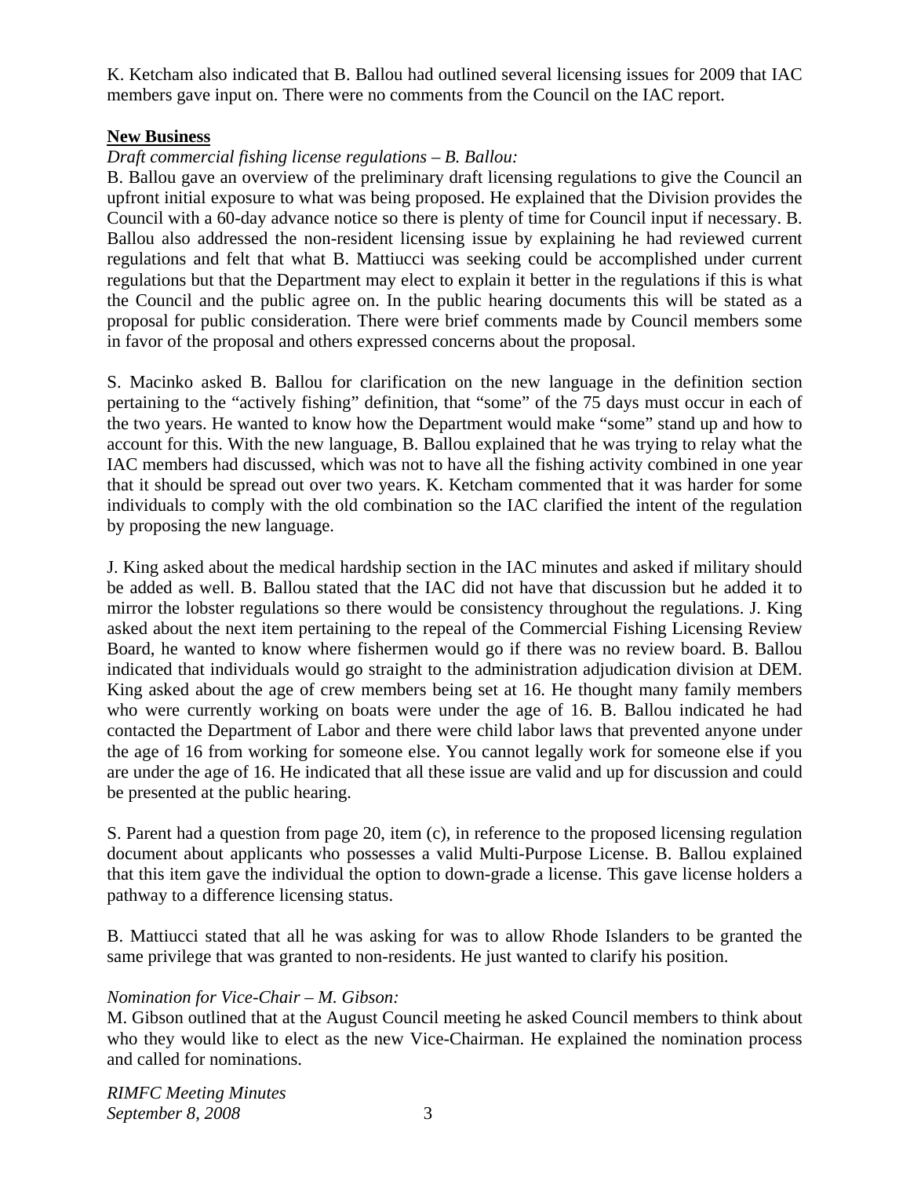K. Ketcham also indicated that B. Ballou had outlined several licensing issues for 2009 that IAC members gave input on. There were no comments from the Council on the IAC report.

**New Business**

*Draft commercial fishing license regulations – B. Ballou:*

B. Ballou gave an overview of the preliminary draft licensing regulations to give the Council an upfront initial exposure to what was being proposed. He explained that the Division provides the Council with a 60-day advance notice so there is plenty of time for Council input if necessary. B. Ballou also addressed the non-resident licensing issue by explaining he had reviewed current regulations and felt that what B. Mattiucci was seeking could be accomplished under current regulations but that the Department may elect to explain it better in the regulations if this is what the Council and the public agree on. In the public hearing documents this will be stated as a proposal for public consideration. There were brief comments made by Council members some in favor of the proposal and others expressed concerns about the proposal.

S. Macinko asked B. Ballou for clarification on the new language in the definition section pertaining to the "actively fishing" definition, that "some" of the 75 days must occur in each of the two years. He wanted to know how the Department would make "some" stand up and how to account for this. With the new language, B. Ballou explained that he was trying to relay what the IAC members had discussed, which was not to have all the fishing activity combined in one year that it should be spread out over two years. K. Ketcham commented that it was harder for some individuals to comply with the old combination so the IAC clarified the intent of the regulation by proposing the new language.

J. King asked about the medical hardship section in the IAC minutes and asked if military should be added as well. B. Ballou stated that the IAC did not have that discussion but he added it to mirror the lobster regulations so there would be consistency throughout the regulations. J. King asked about the next item pertaining to the repeal of the Commercial Fishing Licensing Review Board, he wanted to know where fishermen would go if there was no review board. B. Ballou indicated that individuals would go straight to the administration adjudication division at DEM. King asked about the age of crew members being set at 16. He thought many family members who were currently working on boats were under the age of 16. B. Ballou indicated he had contacted the Department of Labor and there were child labor laws that prevented anyone under the age of 16 from working for someone else. You cannot legally work for someone else if you are under the age of 16. He indicated that all these issue are valid and up for discussion and could be presented at the public hearing.

S. Parent had a question from page 20, item (c), in reference to the proposed licensing regulation document about applicants who possesses a valid Multi-Purpose License. B. Ballou explained that this item gave the individual the option to down-grade a license. This gave license holders a pathway to a difference licensing status.

B. Mattiucci stated that all he was asking for was to allow Rhode Islanders to be granted the same privilege that was granted to non-residents. He just wanted to clarify his position.

*Nomination for Vice-Chair – M. Gibson:*

M. Gibson outlined that at the August Council meeting he asked Council members to think about who they would like to elect as the new Vice-Chairman. He explained the nomination process and called for nominations.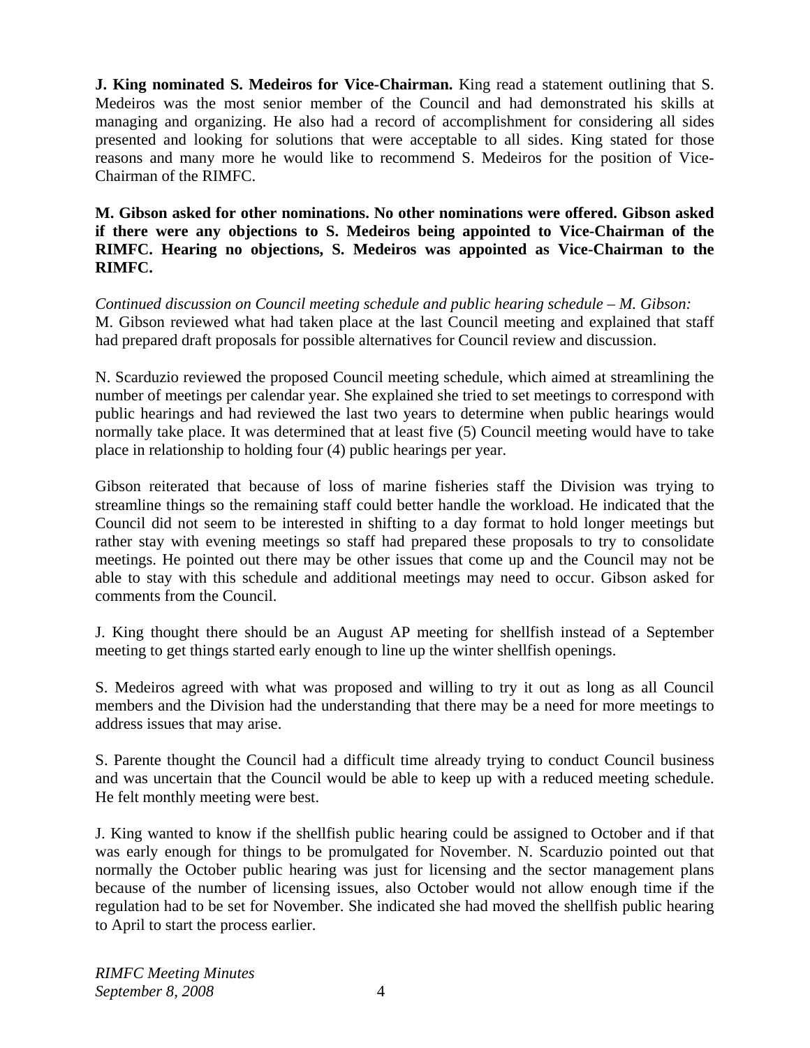**J. King nominated S. Medeiros for Vice-Chairman.** King read a statement outlining that S. Medeiros was the most senior member of the Council and had demonstrated his skills at managing and organizing. He also had a record of accomplishment for considering all sides presented and looking for solutions that were acceptable to all sides. King stated for those reasons and many more he would like to recommend S. Medeiros for the position of Vice-Chairman of the RIMFC.

**M. Gibson asked for other nominations. No other nominations were offered. Gibson asked if there were any objections to S. Medeiros being appointed to Vice-Chairman of the RIMFC. Hearing no objections, S. Medeiros was appointed as Vice-Chairman to the RIMFC.**

*Continued discussion on Council meeting schedule and public hearing schedule – M. Gibson:*
M. Gibson reviewed what had taken place at the last Council meeting and explained that staff had prepared draft proposals for possible alternatives for Council review and discussion.

N. Scarduzio reviewed the proposed Council meeting schedule, which aimed at streamlining the number of meetings per calendar year. She explained she tried to set meetings to correspond with public hearings and had reviewed the last two years to determine when public hearings would normally take place. It was determined that at least five (5) Council meeting would have to take place in relationship to holding four (4) public hearings per year.

Gibson reiterated that because of loss of marine fisheries staff the Division was trying to streamline things so the remaining staff could better handle the workload. He indicated that the Council did not seem to be interested in shifting to a day format to hold longer meetings but rather stay with evening meetings so staff had prepared these proposals to try to consolidate meetings. He pointed out there may be other issues that come up and the Council may not be able to stay with this schedule and additional meetings may need to occur. Gibson asked for comments from the Council.

J. King thought there should be an August AP meeting for shellfish instead of a September meeting to get things started early enough to line up the winter shellfish openings.

S. Medeiros agreed with what was proposed and willing to try it out as long as all Council members and the Division had the understanding that there may be a need for more meetings to address issues that may arise.

S. Parente thought the Council had a difficult time already trying to conduct Council business and was uncertain that the Council would be able to keep up with a reduced meeting schedule. He felt monthly meeting were best.

J. King wanted to know if the shellfish public hearing could be assigned to October and if that was early enough for things to be promulgated for November. N. Scarduzio pointed out that normally the October public hearing was just for licensing and the sector management plans because of the number of licensing issues, also October would not allow enough time if the regulation had to be set for November. She indicated she had moved the shellfish public hearing to April to start the process earlier.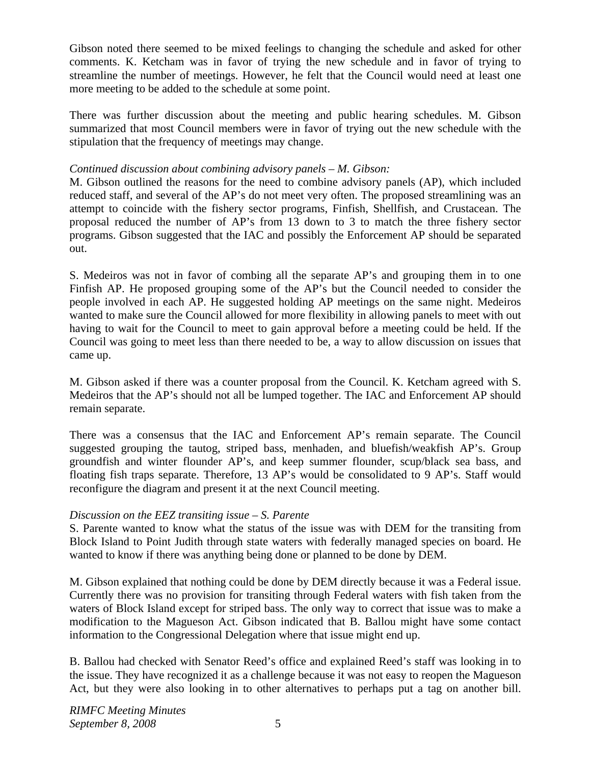Gibson noted there seemed to be mixed feelings to changing the schedule and asked for other comments. K. Ketcham was in favor of trying the new schedule and in favor of trying to streamline the number of meetings. However, he felt that the Council would need at least one more meeting to be added to the schedule at some point.

There was further discussion about the meeting and public hearing schedules. M. Gibson summarized that most Council members were in favor of trying out the new schedule with the stipulation that the frequency of meetings may change.

*Continued discussion about combining advisory panels – M. Gibson:*
M. Gibson outlined the reasons for the need to combine advisory panels (AP), which included reduced staff, and several of the AP's do not meet very often. The proposed streamlining was an attempt to coincide with the fishery sector programs, Finfish, Shellfish, and Crustacean. The proposal reduced the number of AP's from 13 down to 3 to match the three fishery sector programs. Gibson suggested that the IAC and possibly the Enforcement AP should be separated out.

S. Medeiros was not in favor of combing all the separate AP's and grouping them in to one Finfish AP. He proposed grouping some of the AP's but the Council needed to consider the people involved in each AP. He suggested holding AP meetings on the same night. Medeiros wanted to make sure the Council allowed for more flexibility in allowing panels to meet with out having to wait for the Council to meet to gain approval before a meeting could be held. If the Council was going to meet less than there needed to be, a way to allow discussion on issues that came up.

M. Gibson asked if there was a counter proposal from the Council. K. Ketcham agreed with S. Medeiros that the AP's should not all be lumped together. The IAC and Enforcement AP should remain separate.

There was a consensus that the IAC and Enforcement AP's remain separate. The Council suggested grouping the tautog, striped bass, menhaden, and bluefish/weakfish AP's. Group groundfish and winter flounder AP's, and keep summer flounder, scup/black sea bass, and floating fish traps separate. Therefore, 13 AP's would be consolidated to 9 AP's. Staff would reconfigure the diagram and present it at the next Council meeting.

*Discussion on the EEZ transiting issue – S. Parente*
S. Parente wanted to know what the status of the issue was with DEM for the transiting from Block Island to Point Judith through state waters with federally managed species on board. He wanted to know if there was anything being done or planned to be done by DEM.

M. Gibson explained that nothing could be done by DEM directly because it was a Federal issue. Currently there was no provision for transiting through Federal waters with fish taken from the waters of Block Island except for striped bass. The only way to correct that issue was to make a modification to the Magueson Act. Gibson indicated that B. Ballou might have some contact information to the Congressional Delegation where that issue might end up.

B. Ballou had checked with Senator Reed's office and explained Reed's staff was looking in to the issue. They have recognized it as a challenge because it was not easy to reopen the Magueson Act, but they were also looking in to other alternatives to perhaps put a tag on another bill.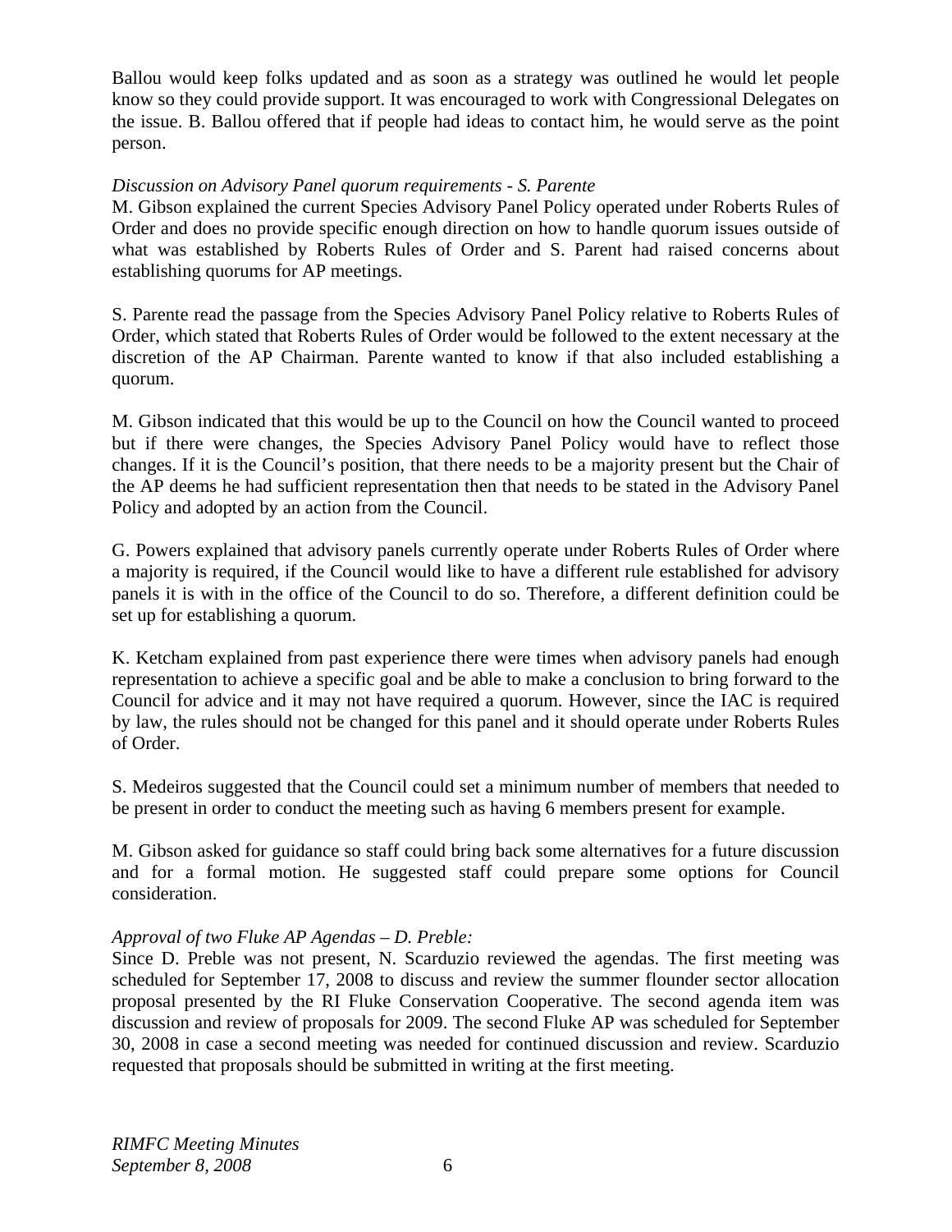Ballou would keep folks updated and as soon as a strategy was outlined he would let people know so they could provide support. It was encouraged to work with Congressional Delegates on the issue. B. Ballou offered that if people had ideas to contact him, he would serve as the point person.

*Discussion on Advisory Panel quorum requirements - S. Parente*

M. Gibson explained the current Species Advisory Panel Policy operated under Roberts Rules of Order and does no provide specific enough direction on how to handle quorum issues outside of what was established by Roberts Rules of Order and S. Parent had raised concerns about establishing quorums for AP meetings.

S. Parente read the passage from the Species Advisory Panel Policy relative to Roberts Rules of Order, which stated that Roberts Rules of Order would be followed to the extent necessary at the discretion of the AP Chairman. Parente wanted to know if that also included establishing a quorum.

M. Gibson indicated that this would be up to the Council on how the Council wanted to proceed but if there were changes, the Species Advisory Panel Policy would have to reflect those changes. If it is the Council's position, that there needs to be a majority present but the Chair of the AP deems he had sufficient representation then that needs to be stated in the Advisory Panel Policy and adopted by an action from the Council.

G. Powers explained that advisory panels currently operate under Roberts Rules of Order where a majority is required, if the Council would like to have a different rule established for advisory panels it is with in the office of the Council to do so. Therefore, a different definition could be set up for establishing a quorum.

K. Ketcham explained from past experience there were times when advisory panels had enough representation to achieve a specific goal and be able to make a conclusion to bring forward to the Council for advice and it may not have required a quorum. However, since the IAC is required by law, the rules should not be changed for this panel and it should operate under Roberts Rules of Order.

S. Medeiros suggested that the Council could set a minimum number of members that needed to be present in order to conduct the meeting such as having 6 members present for example.

M. Gibson asked for guidance so staff could bring back some alternatives for a future discussion and for a formal motion. He suggested staff could prepare some options for Council consideration.

*Approval of two Fluke AP Agendas – D. Preble:*

Since D. Preble was not present, N. Scarduzio reviewed the agendas. The first meeting was scheduled for September 17, 2008 to discuss and review the summer flounder sector allocation proposal presented by the RI Fluke Conservation Cooperative. The second agenda item was discussion and review of proposals for 2009. The second Fluke AP was scheduled for September 30, 2008 in case a second meeting was needed for continued discussion and review. Scarduzio requested that proposals should be submitted in writing at the first meeting.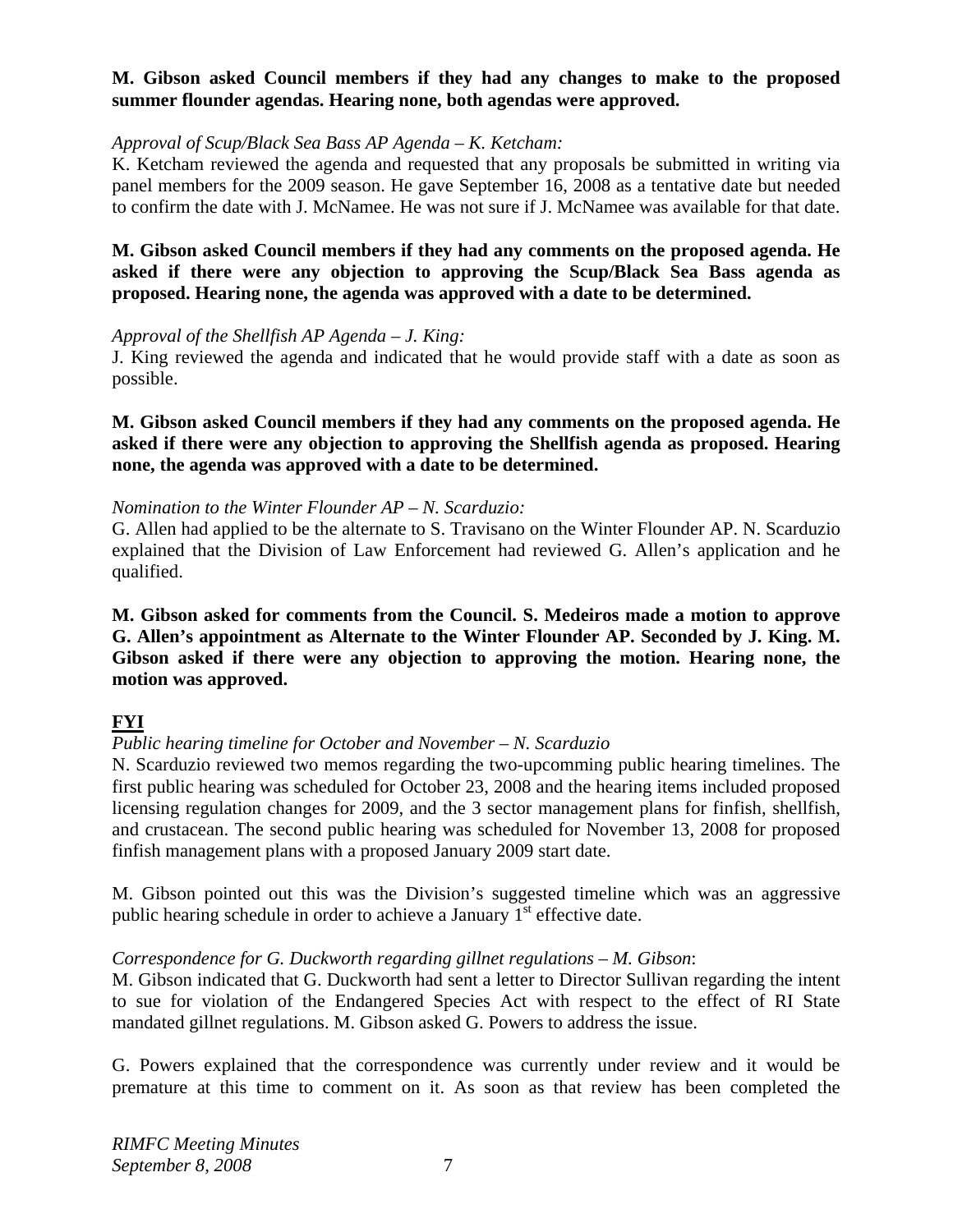**M. Gibson asked Council members if they had any changes to make to the proposed summer flounder agendas. Hearing none, both agendas were approved.**

*Approval of Scup/Black Sea Bass AP Agenda – K. Ketcham:*

K. Ketcham reviewed the agenda and requested that any proposals be submitted in writing via panel members for the 2009 season. He gave September 16, 2008 as a tentative date but needed to confirm the date with J. McNamee. He was not sure if J. McNamee was available for that date.

**M. Gibson asked Council members if they had any comments on the proposed agenda. He asked if there were any objection to approving the Scup/Black Sea Bass agenda as proposed. Hearing none, the agenda was approved with a date to be determined.**

*Approval of the Shellfish AP Agenda – J. King:*

J. King reviewed the agenda and indicated that he would provide staff with a date as soon as possible.

**M. Gibson asked Council members if they had any comments on the proposed agenda. He asked if there were any objection to approving the Shellfish agenda as proposed. Hearing none, the agenda was approved with a date to be determined.**

*Nomination to the Winter Flounder AP – N. Scarduzio:*

G. Allen had applied to be the alternate to S. Travisano on the Winter Flounder AP. N. Scarduzio explained that the Division of Law Enforcement had reviewed G. Allen's application and he qualified.

**M. Gibson asked for comments from the Council. S. Medeiros made a motion to approve G. Allen's appointment as Alternate to the Winter Flounder AP. Seconded by J. King. M. Gibson asked if there were any objection to approving the motion. Hearing none, the motion was approved.**

## FYI

*Public hearing timeline for October and November – N. Scarduzio*

N. Scarduzio reviewed two memos regarding the two-upcomming public hearing timelines. The first public hearing was scheduled for October 23, 2008 and the hearing items included proposed licensing regulation changes for 2009, and the 3 sector management plans for finfish, shellfish, and crustacean. The second public hearing was scheduled for November 13, 2008 for proposed finfish management plans with a proposed January 2009 start date.

M. Gibson pointed out this was the Division's suggested timeline which was an aggressive public hearing schedule in order to achieve a January 1st effective date.

*Correspondence for G. Duckworth regarding gillnet regulations – M. Gibson*:

M. Gibson indicated that G. Duckworth had sent a letter to Director Sullivan regarding the intent to sue for violation of the Endangered Species Act with respect to the effect of RI State mandated gillnet regulations. M. Gibson asked G. Powers to address the issue.

G. Powers explained that the correspondence was currently under review and it would be premature at this time to comment on it. As soon as that review has been completed the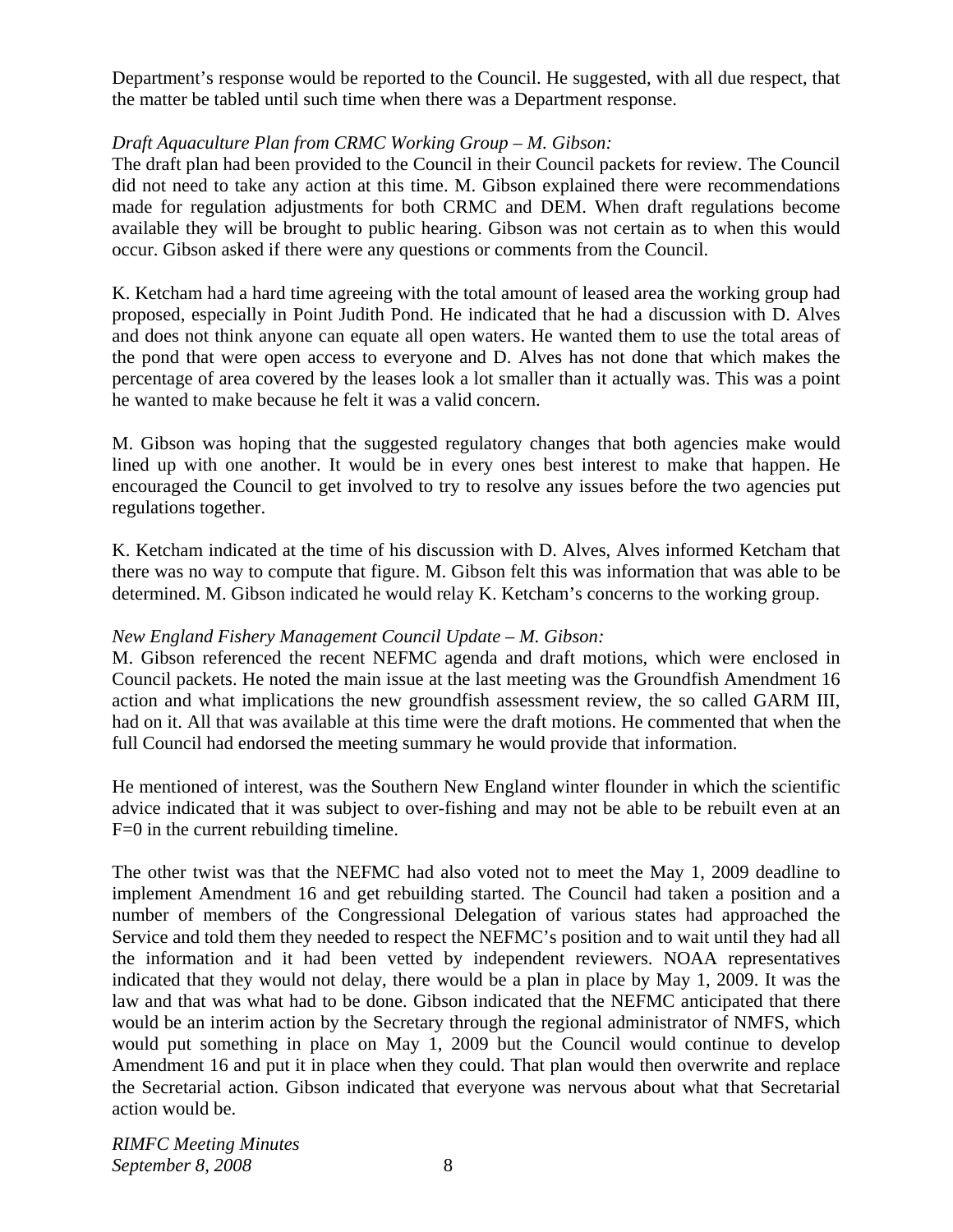Department's response would be reported to the Council. He suggested, with all due respect, that the matter be tabled until such time when there was a Department response.

*Draft Aquaculture Plan from CRMC Working Group – M. Gibson:*
The draft plan had been provided to the Council in their Council packets for review. The Council did not need to take any action at this time. M. Gibson explained there were recommendations made for regulation adjustments for both CRMC and DEM. When draft regulations become available they will be brought to public hearing. Gibson was not certain as to when this would occur. Gibson asked if there were any questions or comments from the Council.

K. Ketcham had a hard time agreeing with the total amount of leased area the working group had proposed, especially in Point Judith Pond. He indicated that he had a discussion with D. Alves and does not think anyone can equate all open waters. He wanted them to use the total areas of the pond that were open access to everyone and D. Alves has not done that which makes the percentage of area covered by the leases look a lot smaller than it actually was. This was a point he wanted to make because he felt it was a valid concern.

M. Gibson was hoping that the suggested regulatory changes that both agencies make would lined up with one another. It would be in every ones best interest to make that happen. He encouraged the Council to get involved to try to resolve any issues before the two agencies put regulations together.

K. Ketcham indicated at the time of his discussion with D. Alves, Alves informed Ketcham that there was no way to compute that figure. M. Gibson felt this was information that was able to be determined. M. Gibson indicated he would relay K. Ketcham's concerns to the working group.

*New England Fishery Management Council Update – M. Gibson:*
M. Gibson referenced the recent NEFMC agenda and draft motions, which were enclosed in Council packets. He noted the main issue at the last meeting was the Groundfish Amendment 16 action and what implications the new groundfish assessment review, the so called GARM III, had on it. All that was available at this time were the draft motions. He commented that when the full Council had endorsed the meeting summary he would provide that information.

He mentioned of interest, was the Southern New England winter flounder in which the scientific advice indicated that it was subject to over-fishing and may not be able to be rebuilt even at an F=0 in the current rebuilding timeline.

The other twist was that the NEFMC had also voted not to meet the May 1, 2009 deadline to implement Amendment 16 and get rebuilding started. The Council had taken a position and a number of members of the Congressional Delegation of various states had approached the Service and told them they needed to respect the NEFMC's position and to wait until they had all the information and it had been vetted by independent reviewers. NOAA representatives indicated that they would not delay, there would be a plan in place by May 1, 2009. It was the law and that was what had to be done. Gibson indicated that the NEFMC anticipated that there would be an interim action by the Secretary through the regional administrator of NMFS, which would put something in place on May 1, 2009 but the Council would continue to develop Amendment 16 and put it in place when they could. That plan would then overwrite and replace the Secretarial action. Gibson indicated that everyone was nervous about what that Secretarial action would be.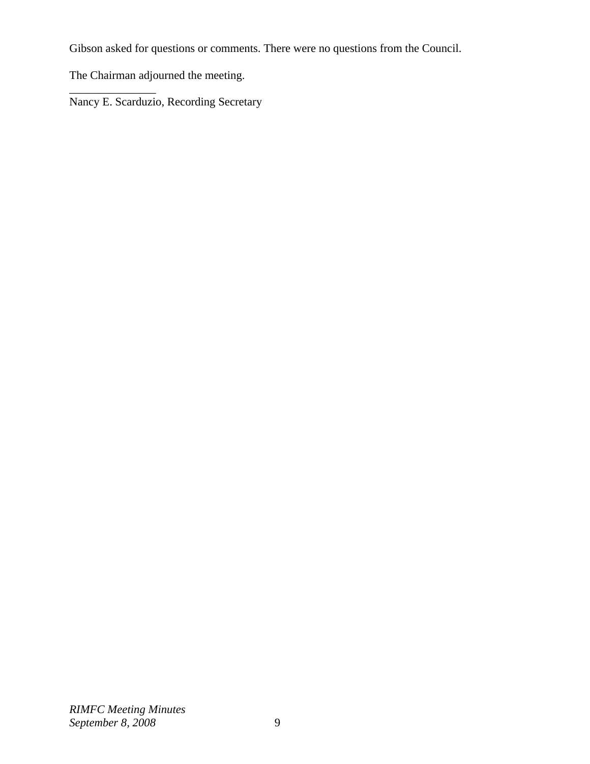Gibson asked for questions or comments. There were no questions from the Council.

The Chairman adjourned the meeting.

_______________
Nancy E. Scarduzio, Recording Secretary